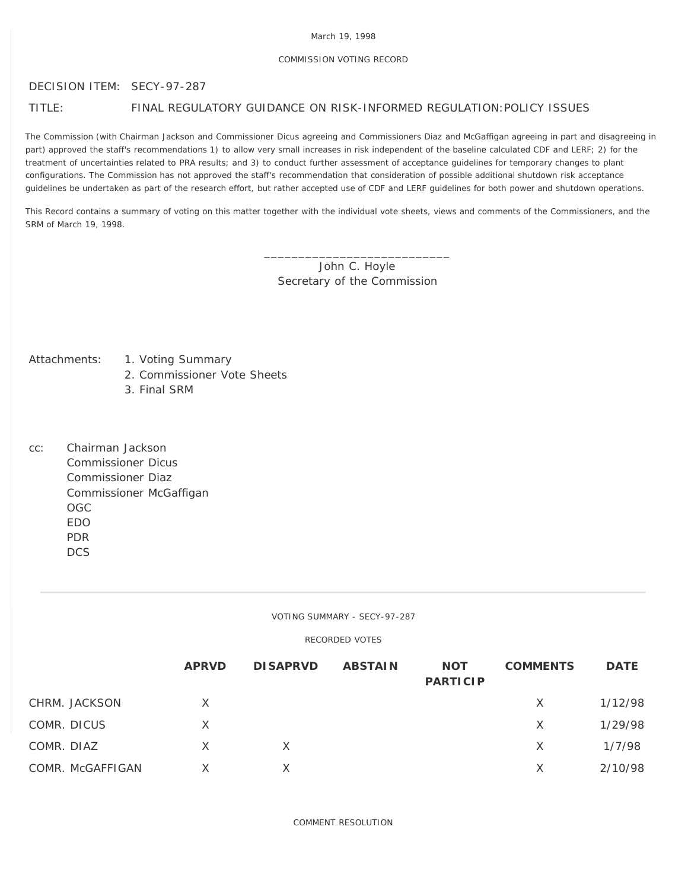March 19, 1998

COMMISSION VOTING RECORD

DECISION ITEM: SECY-97-287

TITLE: FINAL REGULATORY GUIDANCE ON RISK-INFORMED REGULATION:POLICY ISSUES

The Commission (with Chairman Jackson and Commissioner Dicus agreeing and Commissioners Diaz and McGaffigan agreeing in part and disagreeing in part) approved the staff's recommendations 1) to allow very small increases in risk independent of the baseline calculated CDF and LERF; 2) for the treatment of uncertainties related to PRA results; and 3) to conduct further assessment of acceptance guidelines for temporary changes to plant configurations. The Commission has not approved the staff's recommendation that consideration of possible additional shutdown risk acceptance guidelines be undertaken as part of the research effort, but rather accepted use of CDF and LERF guidelines for both power and shutdown operations.

This Record contains a summary of voting on this matter together with the individual vote sheets, views and comments of the Commissioners, and the SRM of March 19, 1998.

\_\_\_\_\_\_\_\_\_\_\_\_\_\_\_\_\_\_\_\_\_\_\_\_\_\_\_\_
John C. Hoyle
Secretary of the Commission

Attachments:
1. Voting Summary
2. Commissioner Vote Sheets
3. Final SRM

cc:
Chairman Jackson
Commissioner Dicus
Commissioner Diaz
Commissioner McGaffigan
OGC
EDO
PDR
DCS

---

VOTING SUMMARY - SECY-97-287

RECORDED VOTES

| | APRVD | DISAPRVD | ABSTAIN | NOT PARTICIP | COMMENTS | DATE |
|---|---|---|---|---|---|---|
| CHRM. JACKSON | X | | | | X | 1/12/98 |
| COMR. DICUS | X | | | | X | 1/29/98 |
| COMR. DIAZ | X | X | | | X | 1/7/98 |
| COMR. McGAFFIGAN | X | X | | | X | 2/10/98 |

COMMENT RESOLUTION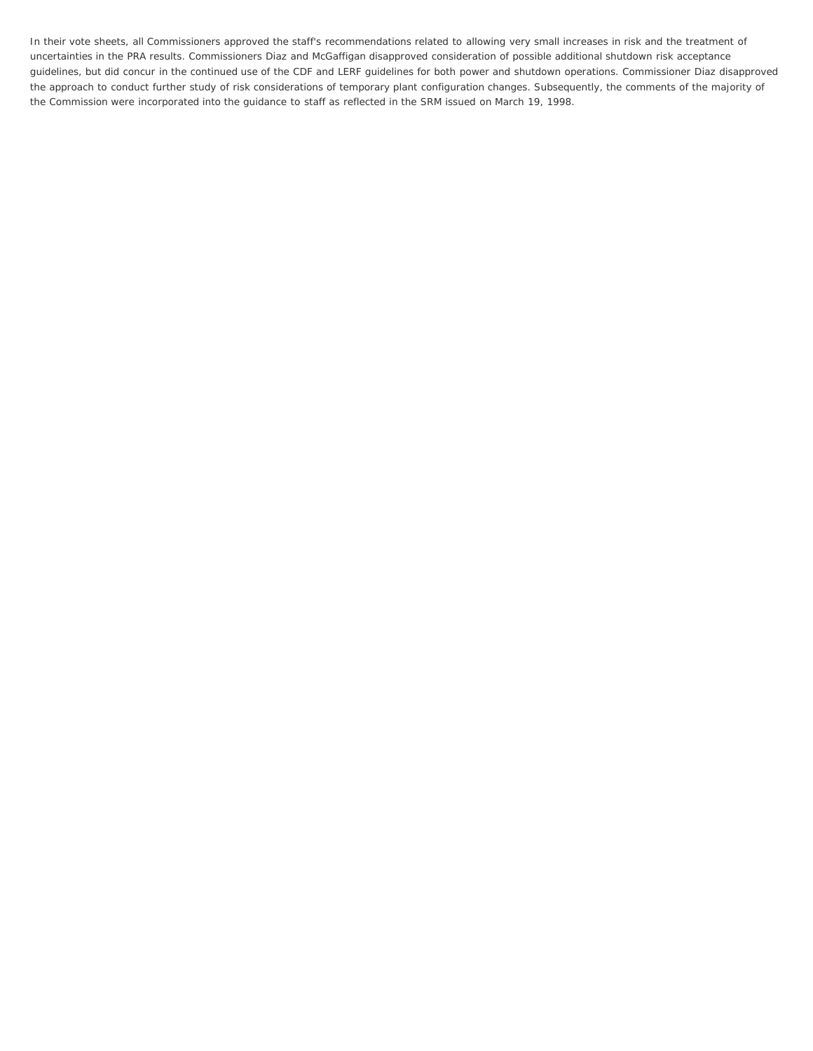In their vote sheets, all Commissioners approved the staff's recommendations related to allowing very small increases in risk and the treatment of uncertainties in the PRA results. Commissioners Diaz and McGaffigan disapproved consideration of possible additional shutdown risk acceptance guidelines, but did concur in the continued use of the CDF and LERF guidelines for both power and shutdown operations. Commissioner Diaz disapproved the approach to conduct further study of risk considerations of temporary plant configuration changes. Subsequently, the comments of the majority of the Commission were incorporated into the guidance to staff as reflected in the SRM issued on March 19, 1998.